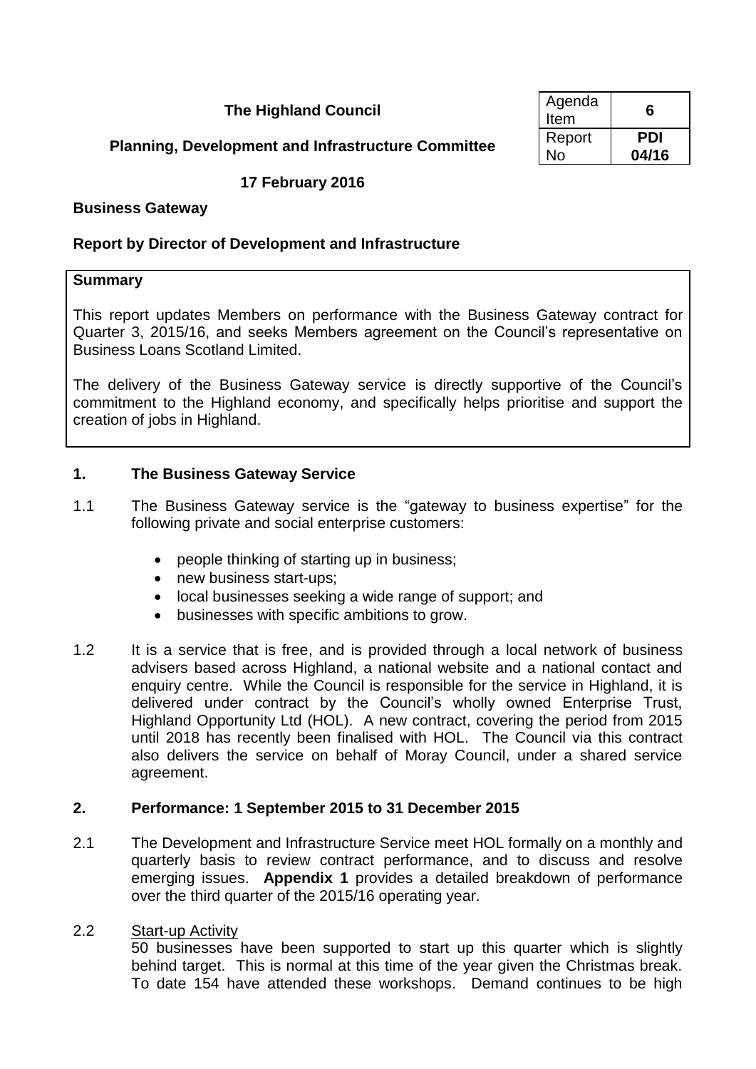| Agenda Item | 6 |
|---|---|
| Report No | PDI 04/16 |

**The Highland Council**

**Planning, Development and Infrastructure Committee**

**17 February 2016**

**Business Gateway**

**Report by Director of Development and Infrastructure**

**Summary**

This report updates Members on performance with the Business Gateway contract for Quarter 3, 2015/16, and seeks Members agreement on the Council's representative on Business Loans Scotland Limited.

The delivery of the Business Gateway service is directly supportive of the Council's commitment to the Highland economy, and specifically helps prioritise and support the creation of jobs in Highland.

## 1. The Business Gateway Service

1.1 The Business Gateway service is the "gateway to business expertise" for the following private and social enterprise customers:

- people thinking of starting up in business;
- new business start-ups;
- local businesses seeking a wide range of support; and
- businesses with specific ambitions to grow.

1.2 It is a service that is free, and is provided through a local network of business advisers based across Highland, a national website and a national contact and enquiry centre. While the Council is responsible for the service in Highland, it is delivered under contract by the Council's wholly owned Enterprise Trust, Highland Opportunity Ltd (HOL). A new contract, covering the period from 2015 until 2018 has recently been finalised with HOL. The Council via this contract also delivers the service on behalf of Moray Council, under a shared service agreement.

## 2. Performance: 1 September 2015 to 31 December 2015

2.1 The Development and Infrastructure Service meet HOL formally on a monthly and quarterly basis to review contract performance, and to discuss and resolve emerging issues. **Appendix 1** provides a detailed breakdown of performance over the third quarter of the 2015/16 operating year.

2.2 Start-up Activity

50 businesses have been supported to start up this quarter which is slightly behind target. This is normal at this time of the year given the Christmas break. To date 154 have attended these workshops. Demand continues to be high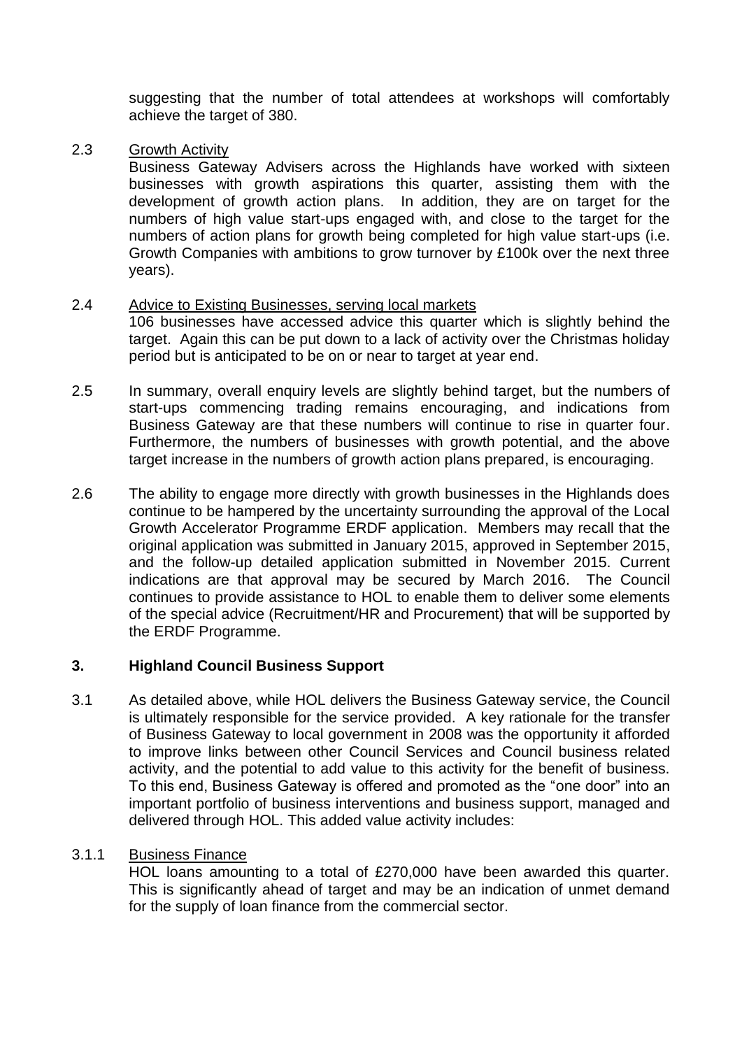suggesting that the number of total attendees at workshops will comfortably achieve the target of 380.

2.3 Growth Activity

Business Gateway Advisers across the Highlands have worked with sixteen businesses with growth aspirations this quarter, assisting them with the development of growth action plans. In addition, they are on target for the numbers of high value start-ups engaged with, and close to the target for the numbers of action plans for growth being completed for high value start-ups (i.e. Growth Companies with ambitions to grow turnover by £100k over the next three years).

2.4 Advice to Existing Businesses, serving local markets

106 businesses have accessed advice this quarter which is slightly behind the target. Again this can be put down to a lack of activity over the Christmas holiday period but is anticipated to be on or near to target at year end.

2.5 In summary, overall enquiry levels are slightly behind target, but the numbers of start-ups commencing trading remains encouraging, and indications from Business Gateway are that these numbers will continue to rise in quarter four. Furthermore, the numbers of businesses with growth potential, and the above target increase in the numbers of growth action plans prepared, is encouraging.

2.6 The ability to engage more directly with growth businesses in the Highlands does continue to be hampered by the uncertainty surrounding the approval of the Local Growth Accelerator Programme ERDF application. Members may recall that the original application was submitted in January 2015, approved in September 2015, and the follow-up detailed application submitted in November 2015. Current indications are that approval may be secured by March 2016. The Council continues to provide assistance to HOL to enable them to deliver some elements of the special advice (Recruitment/HR and Procurement) that will be supported by the ERDF Programme.

## 3. Highland Council Business Support

3.1 As detailed above, while HOL delivers the Business Gateway service, the Council is ultimately responsible for the service provided. A key rationale for the transfer of Business Gateway to local government in 2008 was the opportunity it afforded to improve links between other Council Services and Council business related activity, and the potential to add value to this activity for the benefit of business. To this end, Business Gateway is offered and promoted as the "one door" into an important portfolio of business interventions and business support, managed and delivered through HOL. This added value activity includes:

3.1.1 Business Finance

HOL loans amounting to a total of £270,000 have been awarded this quarter. This is significantly ahead of target and may be an indication of unmet demand for the supply of loan finance from the commercial sector.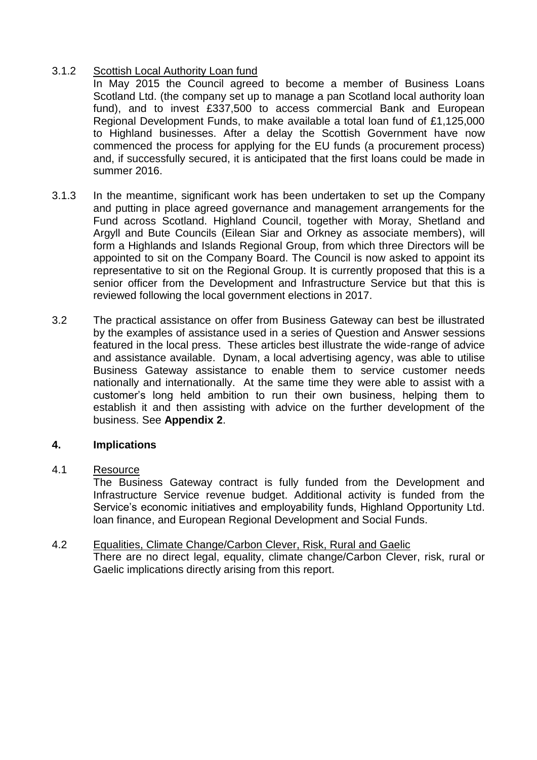3.1.2 Scottish Local Authority Loan fund

In May 2015 the Council agreed to become a member of Business Loans Scotland Ltd. (the company set up to manage a pan Scotland local authority loan fund), and to invest £337,500 to access commercial Bank and European Regional Development Funds, to make available a total loan fund of £1,125,000 to Highland businesses. After a delay the Scottish Government have now commenced the process for applying for the EU funds (a procurement process) and, if successfully secured, it is anticipated that the first loans could be made in summer 2016.

3.1.3 In the meantime, significant work has been undertaken to set up the Company and putting in place agreed governance and management arrangements for the Fund across Scotland. Highland Council, together with Moray, Shetland and Argyll and Bute Councils (Eilean Siar and Orkney as associate members), will form a Highlands and Islands Regional Group, from which three Directors will be appointed to sit on the Company Board. The Council is now asked to appoint its representative to sit on the Regional Group. It is currently proposed that this is a senior officer from the Development and Infrastructure Service but that this is reviewed following the local government elections in 2017.

3.2 The practical assistance on offer from Business Gateway can best be illustrated by the examples of assistance used in a series of Question and Answer sessions featured in the local press. These articles best illustrate the wide-range of advice and assistance available. Dynam, a local advertising agency, was able to utilise Business Gateway assistance to enable them to service customer needs nationally and internationally. At the same time they were able to assist with a customer's long held ambition to run their own business, helping them to establish it and then assisting with advice on the further development of the business. See **Appendix 2**.

## 4. Implications

4.1 Resource

The Business Gateway contract is fully funded from the Development and Infrastructure Service revenue budget. Additional activity is funded from the Service's economic initiatives and employability funds, Highland Opportunity Ltd. loan finance, and European Regional Development and Social Funds.

4.2 Equalities, Climate Change/Carbon Clever, Risk, Rural and Gaelic

There are no direct legal, equality, climate change/Carbon Clever, risk, rural or Gaelic implications directly arising from this report.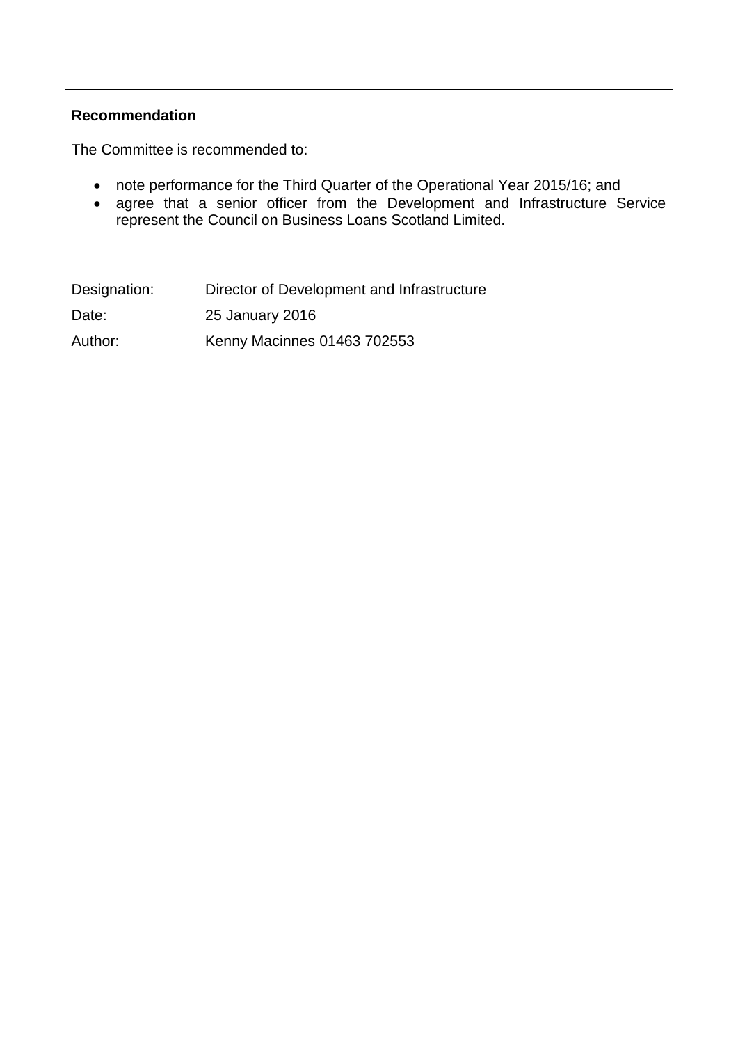**Recommendation**

The Committee is recommended to:

- note performance for the Third Quarter of the Operational Year 2015/16; and
- agree that a senior officer from the Development and Infrastructure Service represent the Council on Business Loans Scotland Limited.

| | |
|---|---|
| Designation: | Director of Development and Infrastructure |
| Date: | 25 January 2016 |
| Author: | Kenny Macinnes 01463 702553 |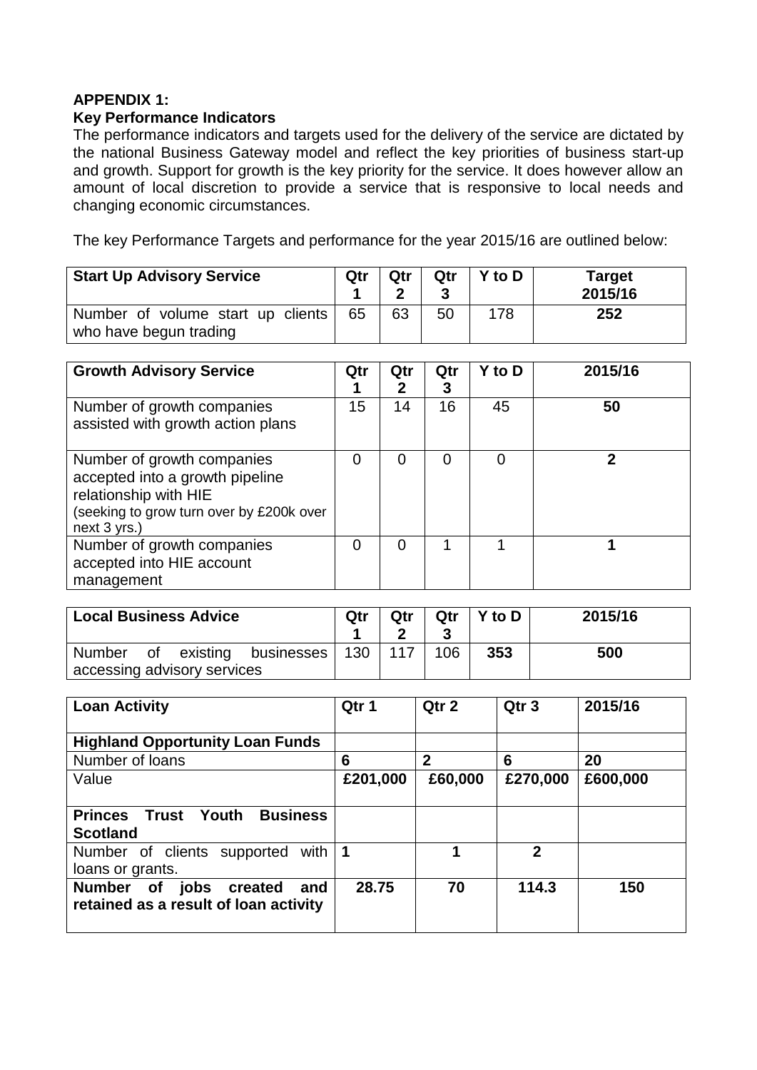**APPENDIX 1:**
**Key Performance Indicators**

The performance indicators and targets used for the delivery of the service are dictated by the national Business Gateway model and reflect the key priorities of business start-up and growth. Support for growth is the key priority for the service. It does however allow an amount of local discretion to provide a service that is responsive to local needs and changing economic circumstances.

The key Performance Targets and performance for the year 2015/16 are outlined below:

| **Start Up Advisory Service** | **Qtr 1** | **Qtr 2** | **Qtr 3** | **Y to D** | **Target 2015/16** |
|---|---|---|---|---|---|
| Number of volume start up clients who have begun trading | 65 | 63 | 50 | 178 | **252** |

| **Growth Advisory Service** | **Qtr 1** | **Qtr 2** | **Qtr 3** | **Y to D** | **2015/16** |
|---|---|---|---|---|---|
| Number of growth companies assisted with growth action plans | 15 | 14 | 16 | 45 | **50** |
| Number of growth companies accepted into a growth pipeline relationship with HIE (seeking to grow turn over by £200k over next 3 yrs.) | 0 | 0 | 0 | 0 | **2** |
| Number of growth companies accepted into HIE account management | 0 | 0 | 1 | 1 | **1** |

| **Local Business Advice** | **Qtr 1** | **Qtr 2** | **Qtr 3** | **Y to D** | **2015/16** |
|---|---|---|---|---|---|
| Number of existing businesses accessing advisory services | 130 | 117 | 106 | **353** | **500** |

| **Loan Activity** | **Qtr 1** | **Qtr 2** | **Qtr 3** | **2015/16** |
|---|---|---|---|---|
| **Highland Opportunity Loan Funds** | | | | |
| Number of loans | **6** | **2** | **6** | **20** |
| Value | **£201,000** | **£60,000** | **£270,000** | **£600,000** |
| **Princes Trust Youth Business Scotland** | | | | |
| Number of clients supported with loans or grants. | **1** | **1** | **2** | |
| **Number of jobs created and retained as a result of loan activity** | **28.75** | **70** | **114.3** | **150** |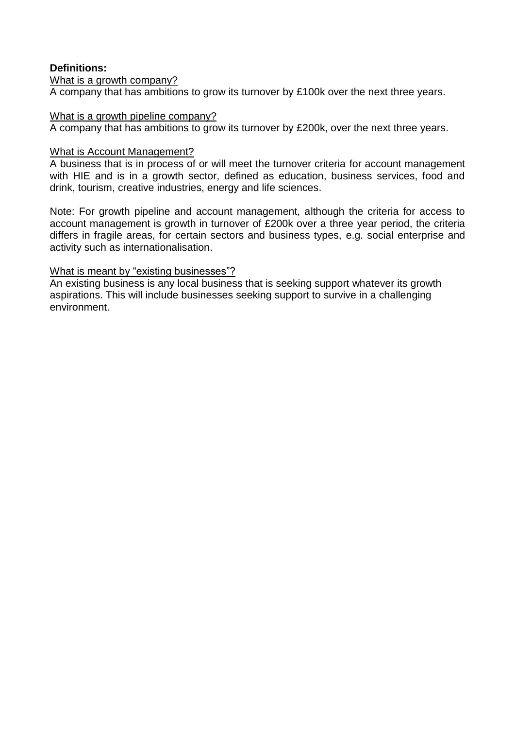**Definitions:**

What is a growth company?

A company that has ambitions to grow its turnover by £100k over the next three years.

What is a growth pipeline company?

A company that has ambitions to grow its turnover by £200k, over the next three years.

What is Account Management?

A business that is in process of or will meet the turnover criteria for account management with HIE and is in a growth sector, defined as education, business services, food and drink, tourism, creative industries, energy and life sciences.

Note: For growth pipeline and account management, although the criteria for access to account management is growth in turnover of £200k over a three year period, the criteria differs in fragile areas, for certain sectors and business types, e.g. social enterprise and activity such as internationalisation.

What is meant by "existing businesses"?

An existing business is any local business that is seeking support whatever its growth aspirations. This will include businesses seeking support to survive in a challenging environment.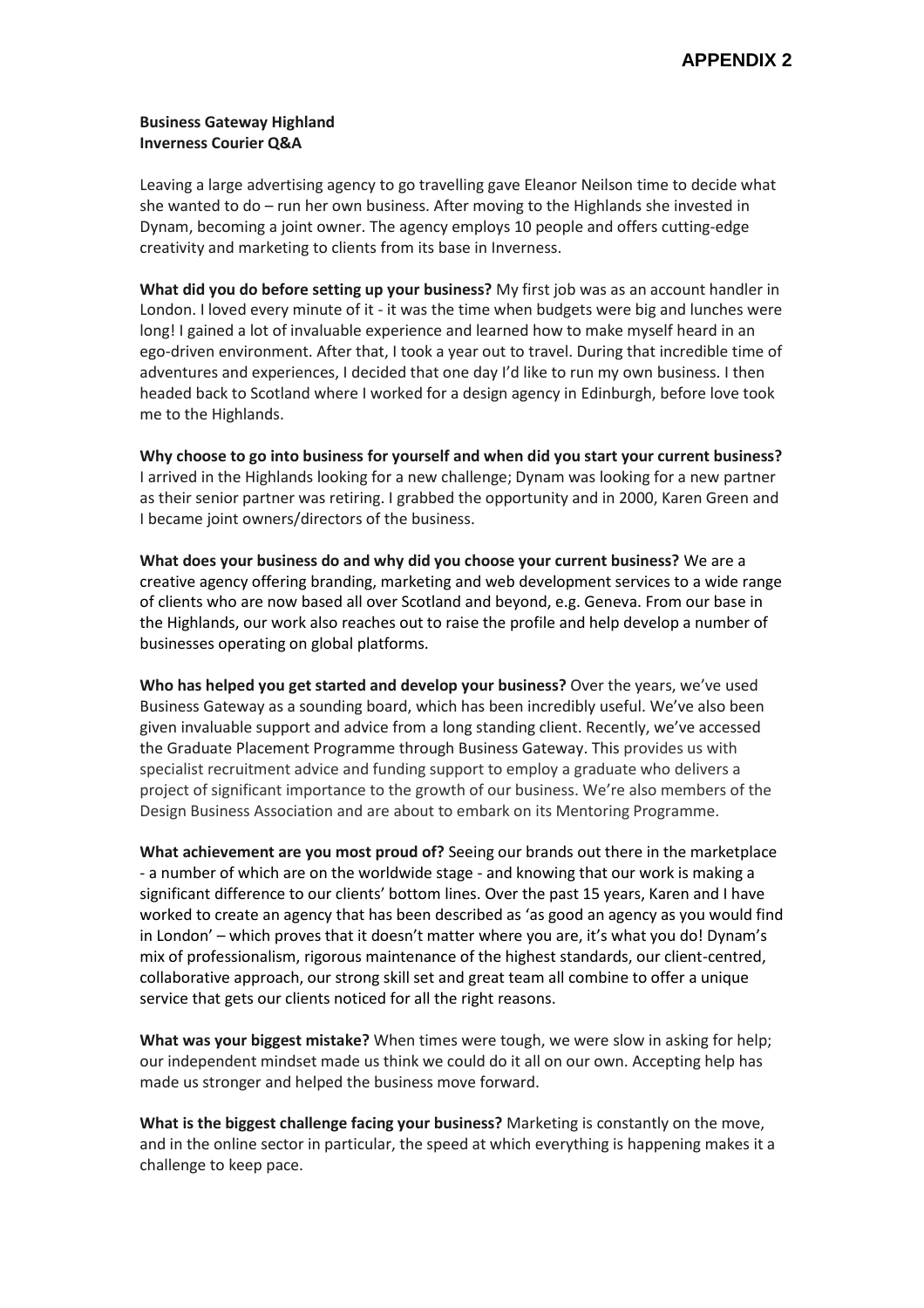**APPENDIX 2**

**Business Gateway Highland**
**Inverness Courier Q&A**

Leaving a large advertising agency to go travelling gave Eleanor Neilson time to decide what she wanted to do – run her own business. After moving to the Highlands she invested in Dynam, becoming a joint owner. The agency employs 10 people and offers cutting-edge creativity and marketing to clients from its base in Inverness.

**What did you do before setting up your business?** My first job was as an account handler in London. I loved every minute of it - it was the time when budgets were big and lunches were long! I gained a lot of invaluable experience and learned how to make myself heard in an ego-driven environment. After that, I took a year out to travel. During that incredible time of adventures and experiences, I decided that one day I'd like to run my own business. I then headed back to Scotland where I worked for a design agency in Edinburgh, before love took me to the Highlands.

**Why choose to go into business for yourself and when did you start your current business?** I arrived in the Highlands looking for a new challenge; Dynam was looking for a new partner as their senior partner was retiring. I grabbed the opportunity and in 2000, Karen Green and I became joint owners/directors of the business.

**What does your business do and why did you choose your current business?** We are a creative agency offering branding, marketing and web development services to a wide range of clients who are now based all over Scotland and beyond, e.g. Geneva. From our base in the Highlands, our work also reaches out to raise the profile and help develop a number of businesses operating on global platforms.

**Who has helped you get started and develop your business?** Over the years, we've used Business Gateway as a sounding board, which has been incredibly useful. We've also been given invaluable support and advice from a long standing client. Recently, we've accessed the Graduate Placement Programme through Business Gateway. This provides us with specialist recruitment advice and funding support to employ a graduate who delivers a project of significant importance to the growth of our business. We're also members of the Design Business Association and are about to embark on its Mentoring Programme.

**What achievement are you most proud of?** Seeing our brands out there in the marketplace - a number of which are on the worldwide stage - and knowing that our work is making a significant difference to our clients' bottom lines. Over the past 15 years, Karen and I have worked to create an agency that has been described as 'as good an agency as you would find in London' – which proves that it doesn't matter where you are, it's what you do! Dynam's mix of professionalism, rigorous maintenance of the highest standards, our client-centred, collaborative approach, our strong skill set and great team all combine to offer a unique service that gets our clients noticed for all the right reasons.

**What was your biggest mistake?** When times were tough, we were slow in asking for help; our independent mindset made us think we could do it all on our own. Accepting help has made us stronger and helped the business move forward.

**What is the biggest challenge facing your business?** Marketing is constantly on the move, and in the online sector in particular, the speed at which everything is happening makes it a challenge to keep pace.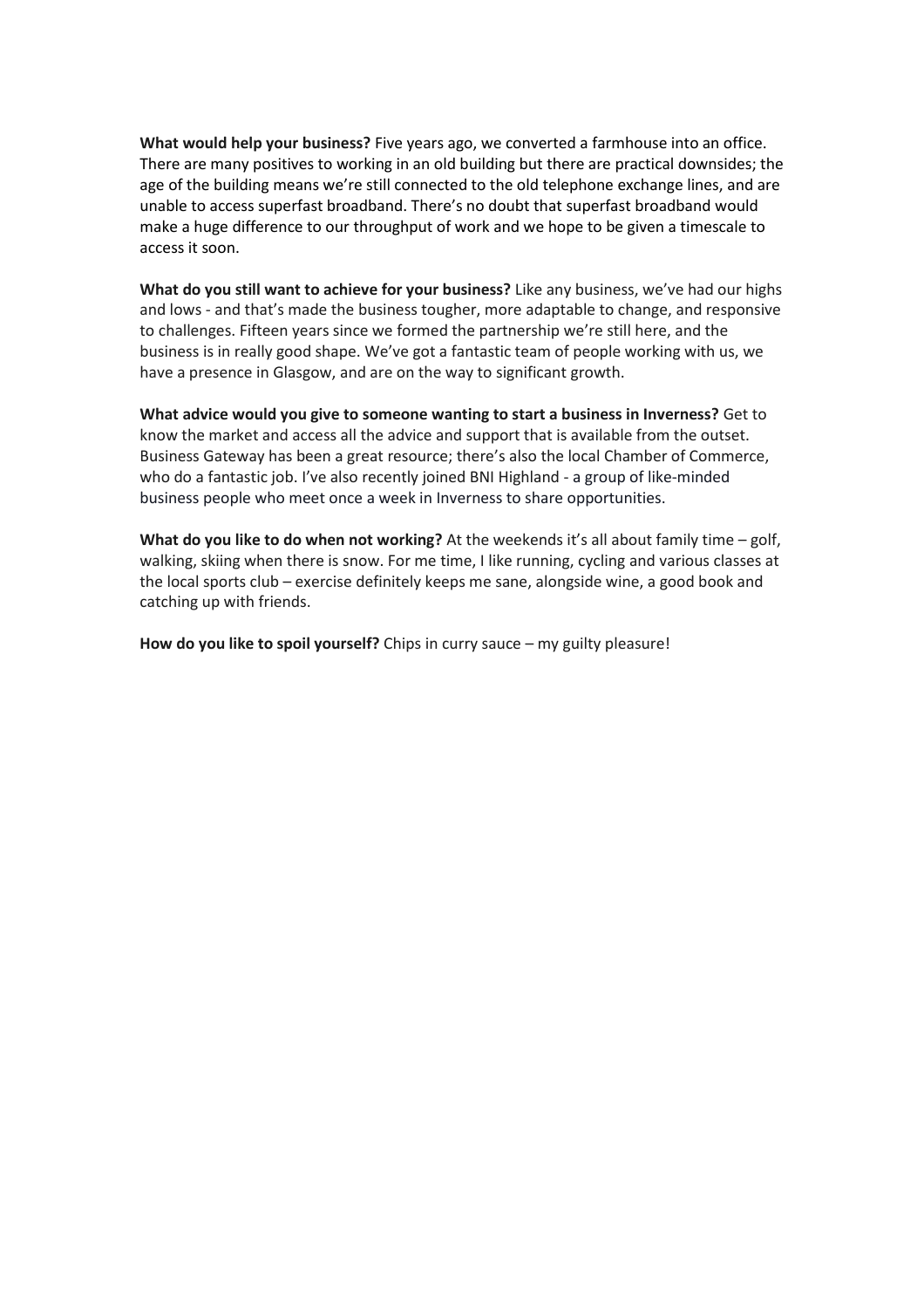**What would help your business?** Five years ago, we converted a farmhouse into an office. There are many positives to working in an old building but there are practical downsides; the age of the building means we're still connected to the old telephone exchange lines, and are unable to access superfast broadband. There's no doubt that superfast broadband would make a huge difference to our throughput of work and we hope to be given a timescale to access it soon.

**What do you still want to achieve for your business?** Like any business, we've had our highs and lows - and that's made the business tougher, more adaptable to change, and responsive to challenges. Fifteen years since we formed the partnership we're still here, and the business is in really good shape. We've got a fantastic team of people working with us, we have a presence in Glasgow, and are on the way to significant growth.

**What advice would you give to someone wanting to start a business in Inverness?** Get to know the market and access all the advice and support that is available from the outset. Business Gateway has been a great resource; there's also the local Chamber of Commerce, who do a fantastic job. I've also recently joined BNI Highland - a group of like-minded business people who meet once a week in Inverness to share opportunities.

**What do you like to do when not working?** At the weekends it's all about family time – golf, walking, skiing when there is snow. For me time, I like running, cycling and various classes at the local sports club – exercise definitely keeps me sane, alongside wine, a good book and catching up with friends.

**How do you like to spoil yourself?** Chips in curry sauce – my guilty pleasure!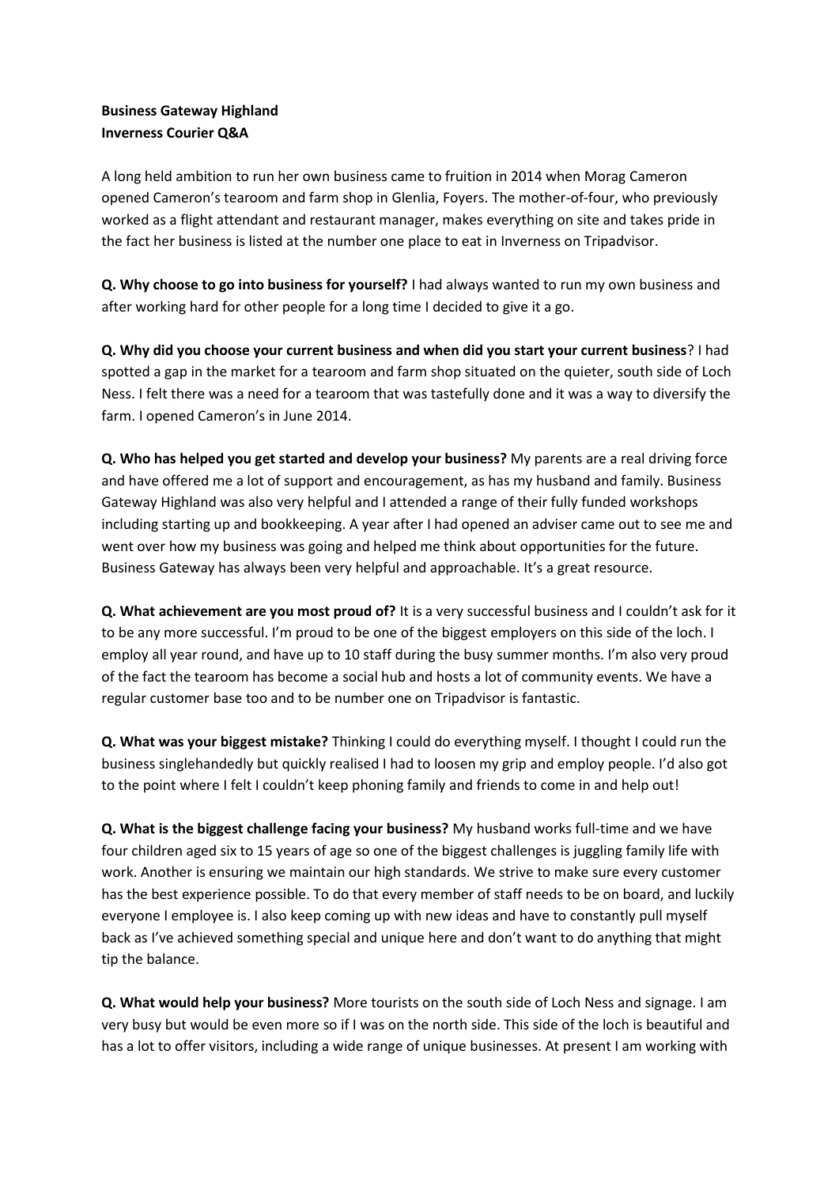**Business Gateway Highland**
**Inverness Courier Q&A**

A long held ambition to run her own business came to fruition in 2014 when Morag Cameron opened Cameron's tearoom and farm shop in Glenlia, Foyers. The mother-of-four, who previously worked as a flight attendant and restaurant manager, makes everything on site and takes pride in the fact her business is listed at the number one place to eat in Inverness on Tripadvisor.

**Q. Why choose to go into business for yourself?** I had always wanted to run my own business and after working hard for other people for a long time I decided to give it a go.

**Q. Why did you choose your current business and when did you start your current business**? I had spotted a gap in the market for a tearoom and farm shop situated on the quieter, south side of Loch Ness. I felt there was a need for a tearoom that was tastefully done and it was a way to diversify the farm. I opened Cameron's in June 2014.

**Q. Who has helped you get started and develop your business?** My parents are a real driving force and have offered me a lot of support and encouragement, as has my husband and family. Business Gateway Highland was also very helpful and I attended a range of their fully funded workshops including starting up and bookkeeping. A year after I had opened an adviser came out to see me and went over how my business was going and helped me think about opportunities for the future. Business Gateway has always been very helpful and approachable. It's a great resource.

**Q. What achievement are you most proud of?** It is a very successful business and I couldn't ask for it to be any more successful. I'm proud to be one of the biggest employers on this side of the loch. I employ all year round, and have up to 10 staff during the busy summer months. I'm also very proud of the fact the tearoom has become a social hub and hosts a lot of community events. We have a regular customer base too and to be number one on Tripadvisor is fantastic.

**Q. What was your biggest mistake?** Thinking I could do everything myself. I thought I could run the business singlehandedly but quickly realised I had to loosen my grip and employ people. I'd also got to the point where I felt I couldn't keep phoning family and friends to come in and help out!

**Q. What is the biggest challenge facing your business?** My husband works full-time and we have four children aged six to 15 years of age so one of the biggest challenges is juggling family life with work. Another is ensuring we maintain our high standards. We strive to make sure every customer has the best experience possible. To do that every member of staff needs to be on board, and luckily everyone I employee is. I also keep coming up with new ideas and have to constantly pull myself back as I've achieved something special and unique here and don't want to do anything that might tip the balance.

**Q. What would help your business?** More tourists on the south side of Loch Ness and signage. I am very busy but would be even more so if I was on the north side. This side of the loch is beautiful and has a lot to offer visitors, including a wide range of unique businesses. At present I am working with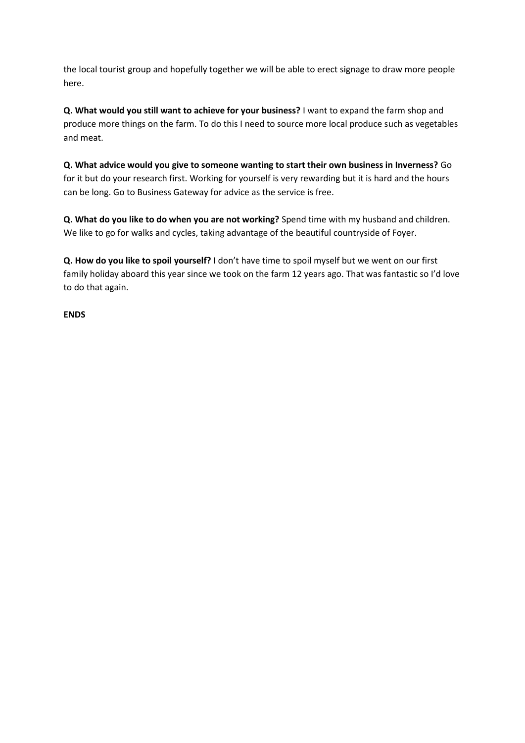the local tourist group and hopefully together we will be able to erect signage to draw more people here.

**Q. What would you still want to achieve for your business?** I want to expand the farm shop and produce more things on the farm. To do this I need to source more local produce such as vegetables and meat.

**Q. What advice would you give to someone wanting to start their own business in Inverness?** Go for it but do your research first. Working for yourself is very rewarding but it is hard and the hours can be long. Go to Business Gateway for advice as the service is free.

**Q. What do you like to do when you are not working?** Spend time with my husband and children. We like to go for walks and cycles, taking advantage of the beautiful countryside of Foyer.

**Q. How do you like to spoil yourself?** I don't have time to spoil myself but we went on our first family holiday aboard this year since we took on the farm 12 years ago. That was fantastic so I'd love to do that again.

**ENDS**